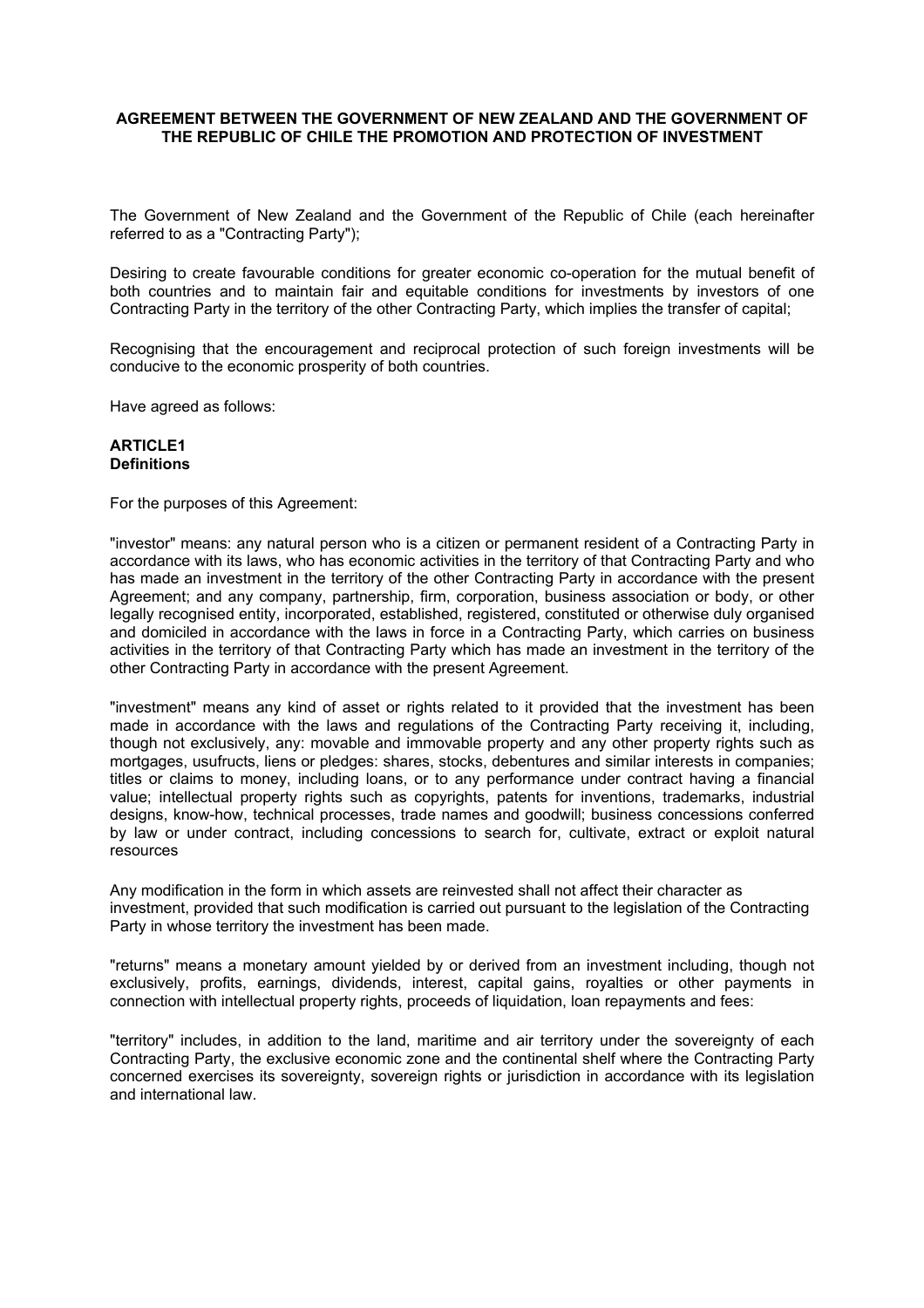# AGREEMENT BETWEEN THE GOVERNMENT OF NEW ZEALAND AND THE GOVERNMENT OF THE REPUBLIC OF CHILE THE PROMOTION AND PROTECTION OF INVESTMENT

The Government of New Zealand and the Government of the Republic of Chile (each hereinafter referred to as a "Contracting Party");

Desiring to create favourable conditions for greater economic co-operation for the mutual benefit of both countries and to maintain fair and equitable conditions for investments by investors of one Contracting Party in the territory of the other Contracting Party, which implies the transfer of capital;

Recognising that the encouragement and reciprocal protection of such foreign investments will be conducive to the economic prosperity of both countries.

Have agreed as follows:

## ARTICLE1
**Definitions**

For the purposes of this Agreement:

"investor" means: any natural person who is a citizen or permanent resident of a Contracting Party in accordance with its laws, who has economic activities in the territory of that Contracting Party and who has made an investment in the territory of the other Contracting Party in accordance with the present Agreement; and any company, partnership, firm, corporation, business association or body, or other legally recognised entity, incorporated, established, registered, constituted or otherwise duly organised and domiciled in accordance with the laws in force in a Contracting Party, which carries on business activities in the territory of that Contracting Party which has made an investment in the territory of the other Contracting Party in accordance with the present Agreement.

"investment" means any kind of asset or rights related to it provided that the investment has been made in accordance with the laws and regulations of the Contracting Party receiving it, including, though not exclusively, any: movable and immovable property and any other property rights such as mortgages, usufructs, liens or pledges: shares, stocks, debentures and similar interests in companies; titles or claims to money, including loans, or to any performance under contract having a financial value; intellectual property rights such as copyrights, patents for inventions, trademarks, industrial designs, know-how, technical processes, trade names and goodwill; business concessions conferred by law or under contract, including concessions to search for, cultivate, extract or exploit natural resources

Any modification in the form in which assets are reinvested shall not affect their character as investment, provided that such modification is carried out pursuant to the legislation of the Contracting Party in whose territory the investment has been made.

"returns" means a monetary amount yielded by or derived from an investment including, though not exclusively, profits, earnings, dividends, interest, capital gains, royalties or other payments in connection with intellectual property rights, proceeds of liquidation, loan repayments and fees:

"territory" includes, in addition to the land, maritime and air territory under the sovereignty of each Contracting Party, the exclusive economic zone and the continental shelf where the Contracting Party concerned exercises its sovereignty, sovereign rights or jurisdiction in accordance with its legislation and international law.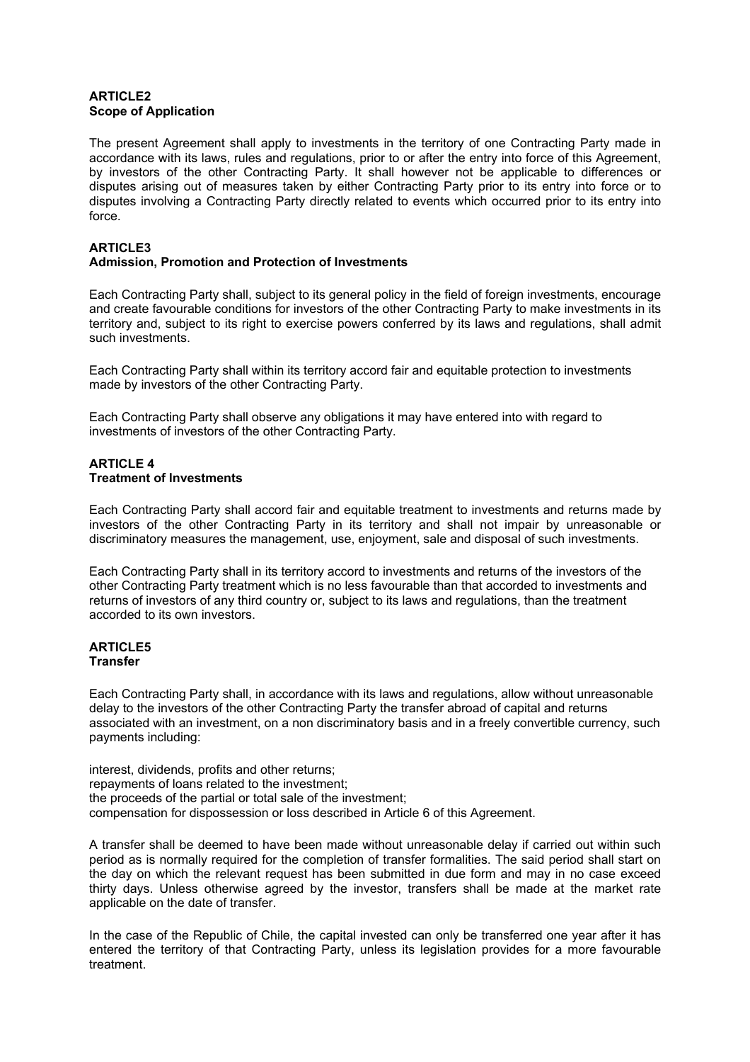**ARTICLE2**
**Scope of Application**

The present Agreement shall apply to investments in the territory of one Contracting Party made in accordance with its laws, rules and regulations, prior to or after the entry into force of this Agreement, by investors of the other Contracting Party. It shall however not be applicable to differences or disputes arising out of measures taken by either Contracting Party prior to its entry into force or to disputes involving a Contracting Party directly related to events which occurred prior to its entry into force.

**ARTICLE3**
**Admission, Promotion and Protection of Investments**

Each Contracting Party shall, subject to its general policy in the field of foreign investments, encourage and create favourable conditions for investors of the other Contracting Party to make investments in its territory and, subject to its right to exercise powers conferred by its laws and regulations, shall admit such investments.

Each Contracting Party shall within its territory accord fair and equitable protection to investments made by investors of the other Contracting Party.

Each Contracting Party shall observe any obligations it may have entered into with regard to investments of investors of the other Contracting Party.

**ARTICLE 4**
**Treatment of Investments**

Each Contracting Party shall accord fair and equitable treatment to investments and returns made by investors of the other Contracting Party in its territory and shall not impair by unreasonable or discriminatory measures the management, use, enjoyment, sale and disposal of such investments.

Each Contracting Party shall in its territory accord to investments and returns of the investors of the other Contracting Party treatment which is no less favourable than that accorded to investments and returns of investors of any third country or, subject to its laws and regulations, than the treatment accorded to its own investors.

**ARTICLE5**
**Transfer**

Each Contracting Party shall, in accordance with its laws and regulations, allow without unreasonable delay to the investors of the other Contracting Party the transfer abroad of capital and returns associated with an investment, on a non discriminatory basis and in a freely convertible currency, such payments including:

interest, dividends, profits and other returns;
repayments of loans related to the investment;
the proceeds of the partial or total sale of the investment;
compensation for dispossession or loss described in Article 6 of this Agreement.

A transfer shall be deemed to have been made without unreasonable delay if carried out within such period as is normally required for the completion of transfer formalities. The said period shall start on the day on which the relevant request has been submitted in due form and may in no case exceed thirty days. Unless otherwise agreed by the investor, transfers shall be made at the market rate applicable on the date of transfer.

In the case of the Republic of Chile, the capital invested can only be transferred one year after it has entered the territory of that Contracting Party, unless its legislation provides for a more favourable treatment.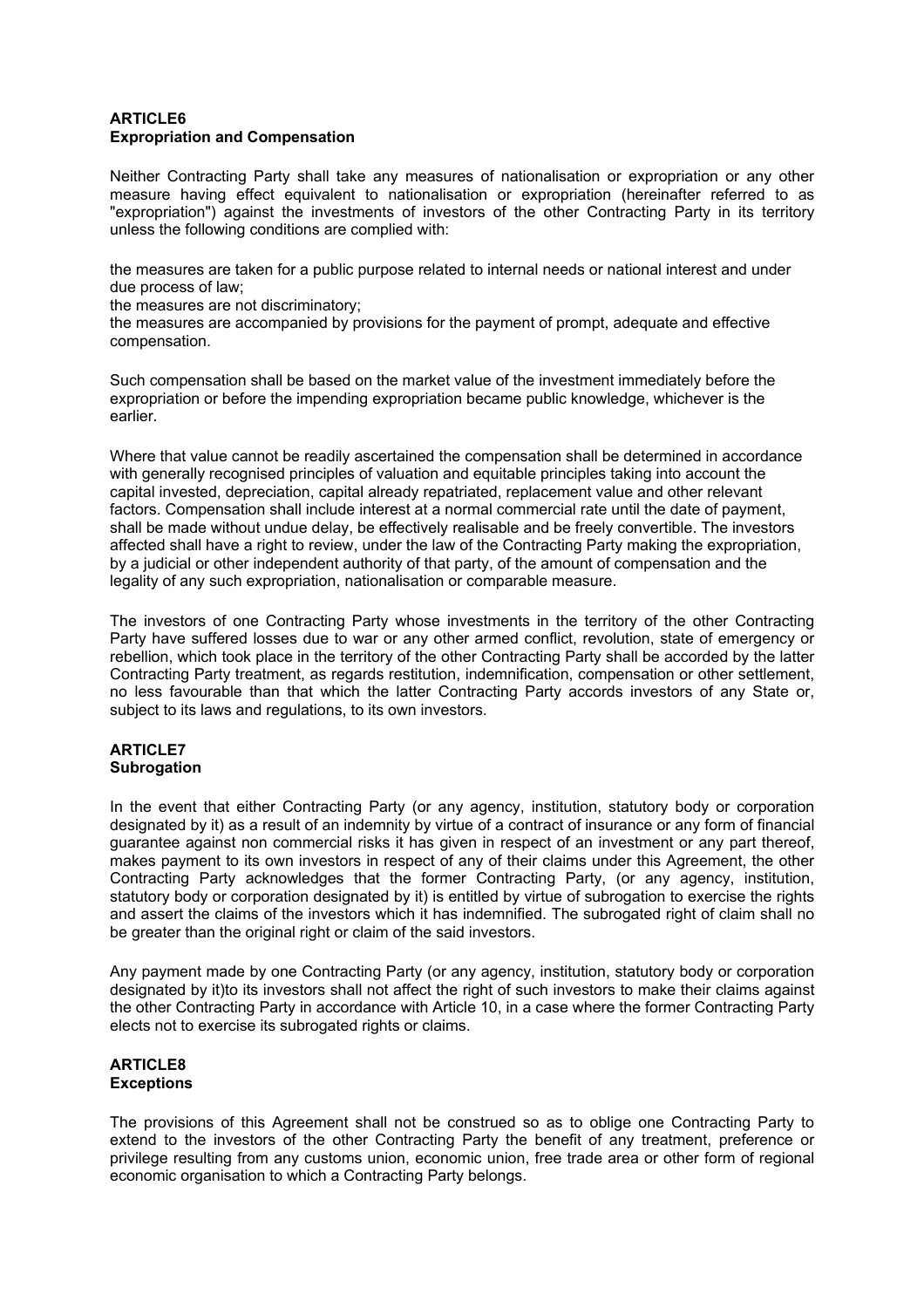## ARTICLE6
**Expropriation and Compensation**

Neither Contracting Party shall take any measures of nationalisation or expropriation or any other measure having effect equivalent to nationalisation or expropriation (hereinafter referred to as "expropriation") against the investments of investors of the other Contracting Party in its territory unless the following conditions are complied with:

the measures are taken for a public purpose related to internal needs or national interest and under due process of law;
the measures are not discriminatory;
the measures are accompanied by provisions for the payment of prompt, adequate and effective compensation.

Such compensation shall be based on the market value of the investment immediately before the expropriation or before the impending expropriation became public knowledge, whichever is the earlier.

Where that value cannot be readily ascertained the compensation shall be determined in accordance with generally recognised principles of valuation and equitable principles taking into account the capital invested, depreciation, capital already repatriated, replacement value and other relevant factors. Compensation shall include interest at a normal commercial rate until the date of payment, shall be made without undue delay, be effectively realisable and be freely convertible. The investors affected shall have a right to review, under the law of the Contracting Party making the expropriation, by a judicial or other independent authority of that party, of the amount of compensation and the legality of any such expropriation, nationalisation or comparable measure.

The investors of one Contracting Party whose investments in the territory of the other Contracting Party have suffered losses due to war or any other armed conflict, revolution, state of emergency or rebellion, which took place in the territory of the other Contracting Party shall be accorded by the latter Contracting Party treatment, as regards restitution, indemnification, compensation or other settlement, no less favourable than that which the latter Contracting Party accords investors of any State or, subject to its laws and regulations, to its own investors.

## ARTICLE7
**Subrogation**

In the event that either Contracting Party (or any agency, institution, statutory body or corporation designated by it) as a result of an indemnity by virtue of a contract of insurance or any form of financial guarantee against non commercial risks it has given in respect of an investment or any part thereof, makes payment to its own investors in respect of any of their claims under this Agreement, the other Contracting Party acknowledges that the former Contracting Party, (or any agency, institution, statutory body or corporation designated by it) is entitled by virtue of subrogation to exercise the rights and assert the claims of the investors which it has indemnified. The subrogated right of claim shall no be greater than the original right or claim of the said investors.

Any payment made by one Contracting Party (or any agency, institution, statutory body or corporation designated by it)to its investors shall not affect the right of such investors to make their claims against the other Contracting Party in accordance with Article 10, in a case where the former Contracting Party elects not to exercise its subrogated rights or claims.

## ARTICLE8
**Exceptions**

The provisions of this Agreement shall not be construed so as to oblige one Contracting Party to extend to the investors of the other Contracting Party the benefit of any treatment, preference or privilege resulting from any customs union, economic union, free trade area or other form of regional economic organisation to which a Contracting Party belongs.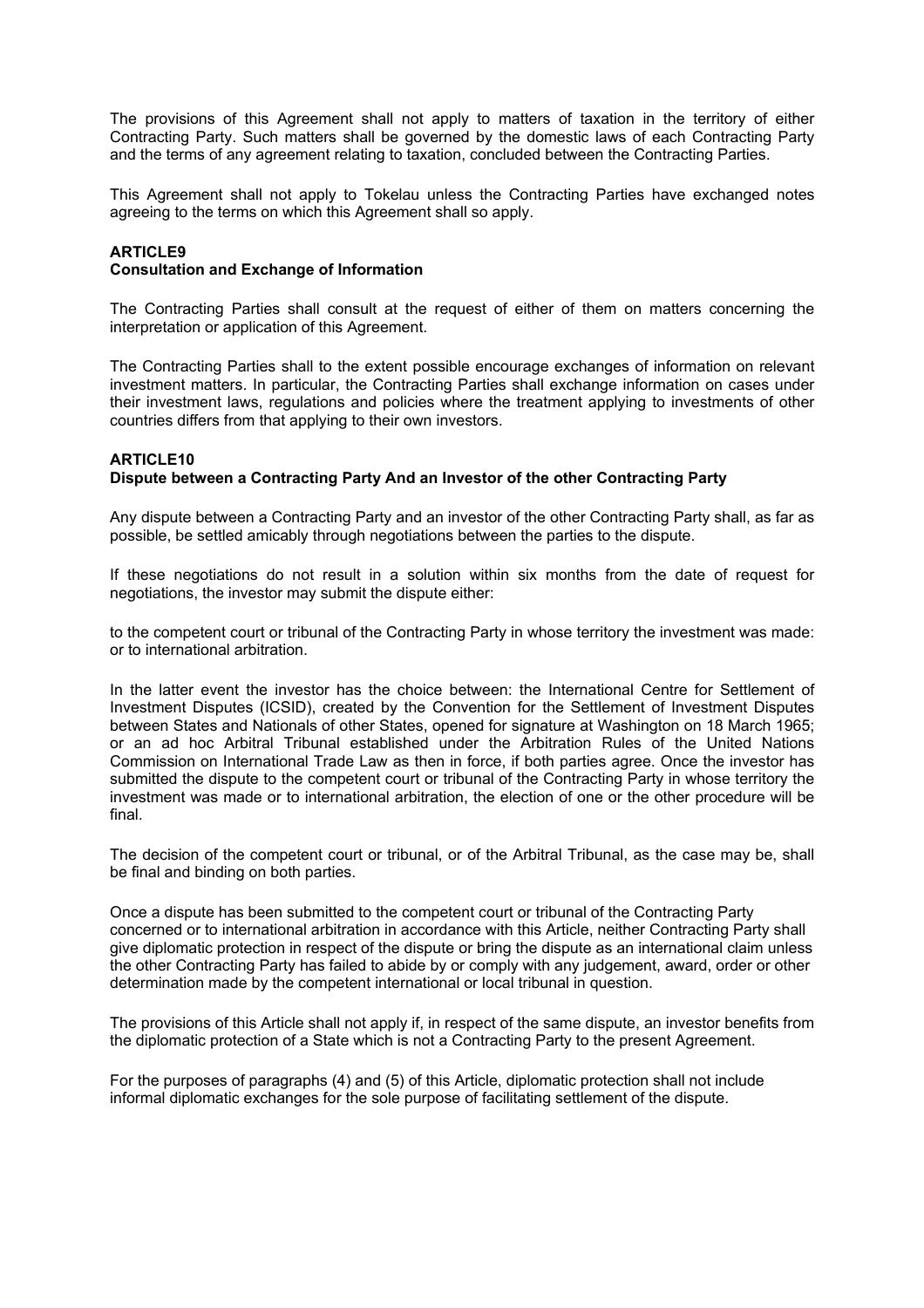The provisions of this Agreement shall not apply to matters of taxation in the territory of either Contracting Party. Such matters shall be governed by the domestic laws of each Contracting Party and the terms of any agreement relating to taxation, concluded between the Contracting Parties.

This Agreement shall not apply to Tokelau unless the Contracting Parties have exchanged notes agreeing to the terms on which this Agreement shall so apply.

**ARTICLE9**
**Consultation and Exchange of Information**

The Contracting Parties shall consult at the request of either of them on matters concerning the interpretation or application of this Agreement.

The Contracting Parties shall to the extent possible encourage exchanges of information on relevant investment matters. In particular, the Contracting Parties shall exchange information on cases under their investment laws, regulations and policies where the treatment applying to investments of other countries differs from that applying to their own investors.

**ARTICLE10**
**Dispute between a Contracting Party And an Investor of the other Contracting Party**

Any dispute between a Contracting Party and an investor of the other Contracting Party shall, as far as possible, be settled amicably through negotiations between the parties to the dispute.

If these negotiations do not result in a solution within six months from the date of request for negotiations, the investor may submit the dispute either:

to the competent court or tribunal of the Contracting Party in whose territory the investment was made: or to international arbitration.

In the latter event the investor has the choice between: the International Centre for Settlement of Investment Disputes (ICSID), created by the Convention for the Settlement of Investment Disputes between States and Nationals of other States, opened for signature at Washington on 18 March 1965; or an ad hoc Arbitral Tribunal established under the Arbitration Rules of the United Nations Commission on International Trade Law as then in force, if both parties agree. Once the investor has submitted the dispute to the competent court or tribunal of the Contracting Party in whose territory the investment was made or to international arbitration, the election of one or the other procedure will be final.

The decision of the competent court or tribunal, or of the Arbitral Tribunal, as the case may be, shall be final and binding on both parties.

Once a dispute has been submitted to the competent court or tribunal of the Contracting Party concerned or to international arbitration in accordance with this Article, neither Contracting Party shall give diplomatic protection in respect of the dispute or bring the dispute as an international claim unless the other Contracting Party has failed to abide by or comply with any judgement, award, order or other determination made by the competent international or local tribunal in question.

The provisions of this Article shall not apply if, in respect of the same dispute, an investor benefits from the diplomatic protection of a State which is not a Contracting Party to the present Agreement.

For the purposes of paragraphs (4) and (5) of this Article, diplomatic protection shall not include informal diplomatic exchanges for the sole purpose of facilitating settlement of the dispute.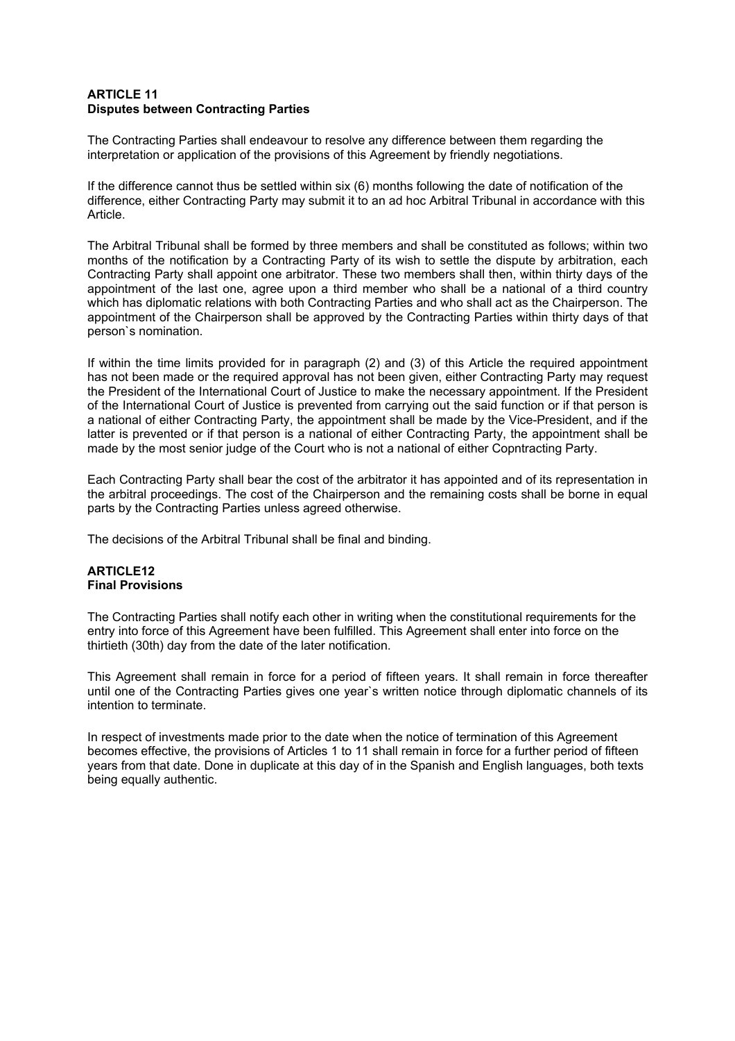**ARTICLE 11**
**Disputes between Contracting Parties**

The Contracting Parties shall endeavour to resolve any difference between them regarding the interpretation or application of the provisions of this Agreement by friendly negotiations.

If the difference cannot thus be settled within six (6) months following the date of notification of the difference, either Contracting Party may submit it to an ad hoc Arbitral Tribunal in accordance with this Article.

The Arbitral Tribunal shall be formed by three members and shall be constituted as follows; within two months of the notification by a Contracting Party of its wish to settle the dispute by arbitration, each Contracting Party shall appoint one arbitrator. These two members shall then, within thirty days of the appointment of the last one, agree upon a third member who shall be a national of a third country which has diplomatic relations with both Contracting Parties and who shall act as the Chairperson. The appointment of the Chairperson shall be approved by the Contracting Parties within thirty days of that person`s nomination.

If within the time limits provided for in paragraph (2) and (3) of this Article the required appointment has not been made or the required approval has not been given, either Contracting Party may request the President of the International Court of Justice to make the necessary appointment. If the President of the International Court of Justice is prevented from carrying out the said function or if that person is a national of either Contracting Party, the appointment shall be made by the Vice-President, and if the latter is prevented or if that person is a national of either Contracting Party, the appointment shall be made by the most senior judge of the Court who is not a national of either Copntracting Party.

Each Contracting Party shall bear the cost of the arbitrator it has appointed and of its representation in the arbitral proceedings. The cost of the Chairperson and the remaining costs shall be borne in equal parts by the Contracting Parties unless agreed otherwise.

The decisions of the Arbitral Tribunal shall be final and binding.

**ARTICLE12**
**Final Provisions**

The Contracting Parties shall notify each other in writing when the constitutional requirements for the entry into force of this Agreement have been fulfilled. This Agreement shall enter into force on the thirtieth (30th) day from the date of the later notification.

This Agreement shall remain in force for a period of fifteen years. It shall remain in force thereafter until one of the Contracting Parties gives one year`s written notice through diplomatic channels of its intention to terminate.

In respect of investments made prior to the date when the notice of termination of this Agreement becomes effective, the provisions of Articles 1 to 11 shall remain in force for a further period of fifteen years from that date. Done in duplicate at this day of in the Spanish and English languages, both texts being equally authentic.